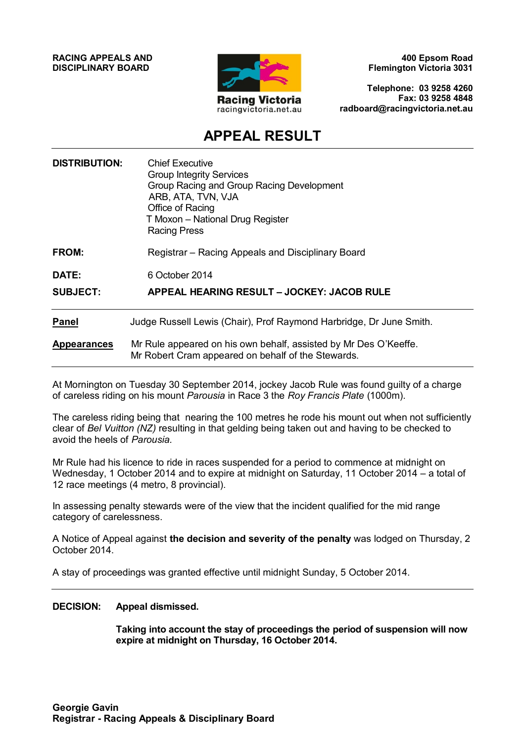**RACING APPEALS AND DISCIPLINARY BOARD**

Racing Victoria
racingvictoria.net.au

**400 Epsom Road**
**Flemington Victoria 3031**

**Telephone: 03 9258 4260**
**Fax: 03 9258 4848**
**radboard@racingvictoria.net.au**

# APPEAL RESULT

**DISTRIBUTION:** Chief Executive
Group Integrity Services
Group Racing and Group Racing Development
ARB, ATA, TVN, VJA
Office of Racing
T Moxon – National Drug Register
Racing Press

**FROM:** Registrar – Racing Appeals and Disciplinary Board

**DATE:** 6 October 2014

**SUBJECT:** **APPEAL HEARING RESULT – JOCKEY: JACOB RULE**

**Panel** Judge Russell Lewis (Chair), Prof Raymond Harbridge, Dr June Smith.

**Appearances** Mr Rule appeared on his own behalf, assisted by Mr Des O'Keeffe.
Mr Robert Cram appeared on behalf of the Stewards.

At Mornington on Tuesday 30 September 2014, jockey Jacob Rule was found guilty of a charge of careless riding on his mount *Parousia* in Race 3 the *Roy Francis Plate* (1000m).

The careless riding being that nearing the 100 metres he rode his mount out when not sufficiently clear of *Bel Vuitton (NZ)* resulting in that gelding being taken out and having to be checked to avoid the heels of *Parousia.*

Mr Rule had his licence to ride in races suspended for a period to commence at midnight on Wednesday, 1 October 2014 and to expire at midnight on Saturday, 11 October 2014 – a total of 12 race meetings (4 metro, 8 provincial).

In assessing penalty stewards were of the view that the incident qualified for the mid range category of carelessness.

A Notice of Appeal against **the decision and severity of the penalty** was lodged on Thursday, 2 October 2014.

A stay of proceedings was granted effective until midnight Sunday, 5 October 2014.

**DECISION:** **Appeal dismissed.**

**Taking into account the stay of proceedings the period of suspension will now expire at midnight on Thursday, 16 October 2014.**

**Georgie Gavin**
**Registrar - Racing Appeals & Disciplinary Board**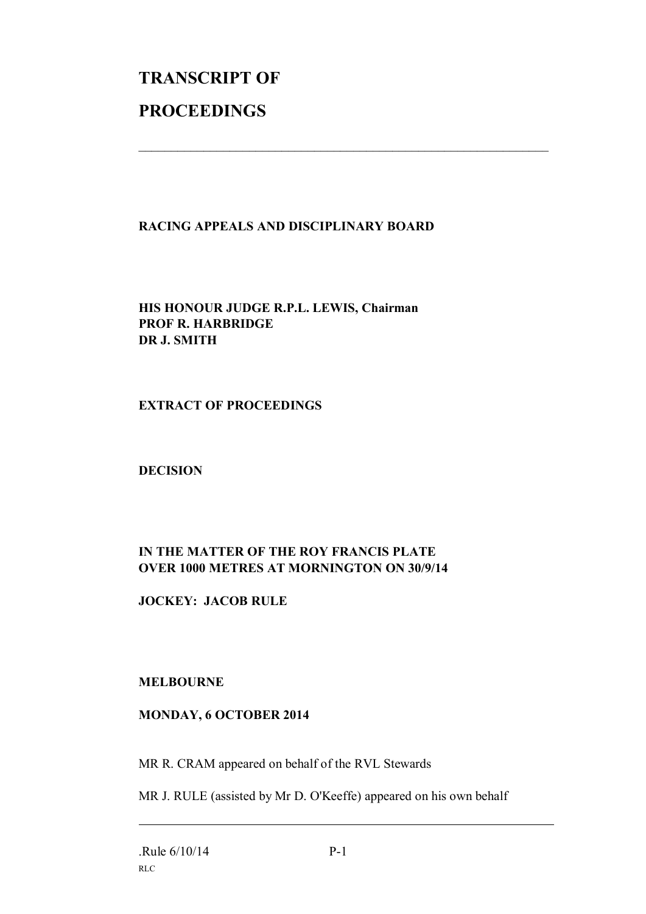# TRANSCRIPT OF PROCEEDINGS

---

**RACING APPEALS AND DISCIPLINARY BOARD**

**HIS HONOUR JUDGE R.P.L. LEWIS, Chairman**
**PROF R. HARBRIDGE**
**DR J. SMITH**

**EXTRACT OF PROCEEDINGS**

**DECISION**

**IN THE MATTER OF THE ROY FRANCIS PLATE**
**OVER 1000 METRES AT MORNINGTON ON 30/9/14**

**JOCKEY: JACOB RULE**

**MELBOURNE**

**MONDAY, 6 OCTOBER 2014**

MR R. CRAM appeared on behalf of the RVL Stewards

MR J. RULE (assisted by Mr D. O'Keeffe) appeared on his own behalf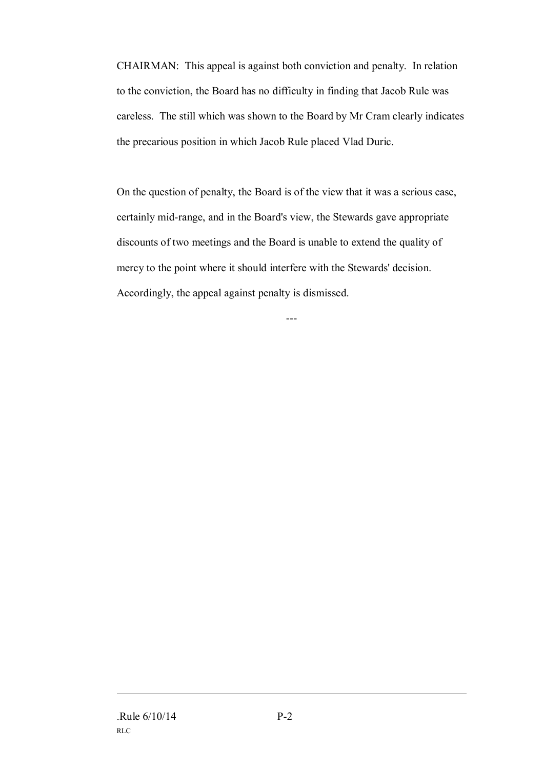CHAIRMAN: This appeal is against both conviction and penalty. In relation to the conviction, the Board has no difficulty in finding that Jacob Rule was careless. The still which was shown to the Board by Mr Cram clearly indicates the precarious position in which Jacob Rule placed Vlad Duric.

On the question of penalty, the Board is of the view that it was a serious case, certainly mid-range, and in the Board's view, the Stewards gave appropriate discounts of two meetings and the Board is unable to extend the quality of mercy to the point where it should interfere with the Stewards' decision. Accordingly, the appeal against penalty is dismissed.

---